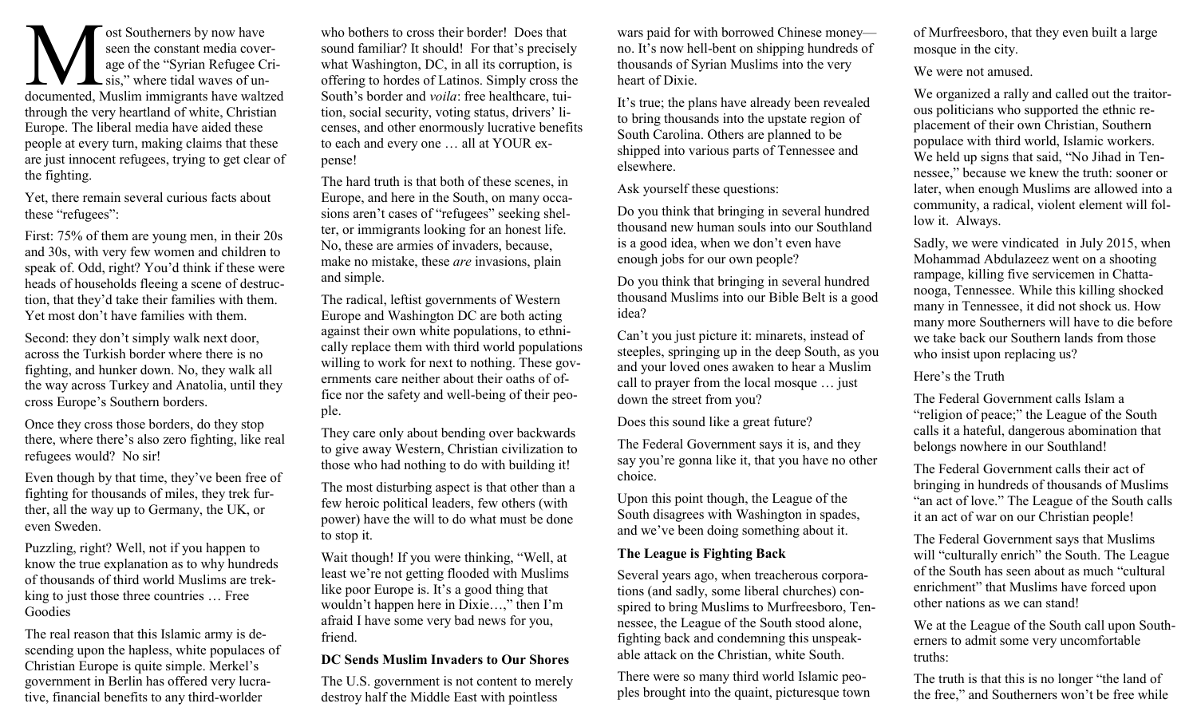Most Southerners by now have seen the constant media coverage of the "Syrian Refugee Crisis," where tidal waves of undocumented, Muslim immigrants have waltzed through the very heartland of white, Christian Europe. The liberal media have aided these people at every turn, making claims that these are just innocent refugees, trying to get clear of the fighting.

Yet, there remain several curious facts about these "refugees":

First: 75% of them are young men, in their 20s and 30s, with very few women and children to speak of. Odd, right? You'd think if these were heads of households fleeing a scene of destruction, that they'd take their families with them. Yet most don't have families with them.

Second: they don't simply walk next door, across the Turkish border where there is no fighting, and hunker down. No, they walk all the way across Turkey and Anatolia, until they cross Europe's Southern borders.

Once they cross those borders, do they stop there, where there's also zero fighting, like real refugees would? No sir!

Even though by that time, they've been free of fighting for thousands of miles, they trek further, all the way up to Germany, the UK, or even Sweden.

Puzzling, right? Well, not if you happen to know the true explanation as to why hundreds of thousands of third world Muslims are trekking to just those three countries … Free Goodies

The real reason that this Islamic army is descending upon the hapless, white populaces of Christian Europe is quite simple. Merkel's government in Berlin has offered very lucrative, financial benefits to any third-worlder who bothers to cross their border! Does that sound familiar? It should! For that's precisely what Washington, DC, in all its corruption, is offering to hordes of Latinos. Simply cross the South's border and *voila*: free healthcare, tuition, social security, voting status, drivers' licenses, and other enormously lucrative benefits to each and every one … all at YOUR expense!

The hard truth is that both of these scenes, in Europe, and here in the South, on many occasions aren't cases of "refugees" seeking shelter, or immigrants looking for an honest life. No, these are armies of invaders, because, make no mistake, these *are* invasions, plain and simple.

The radical, leftist governments of Western Europe and Washington DC are both acting against their own white populations, to ethnically replace them with third world populations willing to work for next to nothing. These governments care neither about their oaths of office nor the safety and well-being of their people.

They care only about bending over backwards to give away Western, Christian civilization to those who had nothing to do with building it!

The most disturbing aspect is that other than a few heroic political leaders, few others (with power) have the will to do what must be done to stop it.

Wait though! If you were thinking, "Well, at least we're not getting flooded with Muslims like poor Europe is. It's a good thing that wouldn't happen here in Dixie…," then I'm afraid I have some very bad news for you, friend.

**DC Sends Muslim Invaders to Our Shores**

The U.S. government is not content to merely destroy half the Middle East with pointless wars paid for with borrowed Chinese money—no. It's now hell-bent on shipping hundreds of thousands of Syrian Muslims into the very heart of Dixie.

It's true; the plans have already been revealed to bring thousands into the upstate region of South Carolina. Others are planned to be shipped into various parts of Tennessee and elsewhere.

Ask yourself these questions:

Do you think that bringing in several hundred thousand new human souls into our Southland is a good idea, when we don't even have enough jobs for our own people?

Do you think that bringing in several hundred thousand Muslims into our Bible Belt is a good idea?

Can't you just picture it: minarets, instead of steeples, springing up in the deep South, as you and your loved ones awaken to hear a Muslim call to prayer from the local mosque … just down the street from you?

Does this sound like a great future?

The Federal Government says it is, and they say you're gonna like it, that you have no other choice.

Upon this point though, the League of the South disagrees with Washington in spades, and we've been doing something about it.

**The League is Fighting Back**

Several years ago, when treacherous corporations (and sadly, some liberal churches) conspired to bring Muslims to Murfreesboro, Tennessee, the League of the South stood alone, fighting back and condemning this unspeakable attack on the Christian, white South.

There were so many third world Islamic peoples brought into the quaint, picturesque town of Murfreesboro, that they even built a large mosque in the city.

We were not amused.

We organized a rally and called out the traitorous politicians who supported the ethnic replacement of their own Christian, Southern populace with third world, Islamic workers. We held up signs that said, "No Jihad in Tennessee," because we knew the truth: sooner or later, when enough Muslims are allowed into a community, a radical, violent element will follow it. Always.

Sadly, we were vindicated in July 2015, when Mohammad Abdulazeez went on a shooting rampage, killing five servicemen in Chattanooga, Tennessee. While this killing shocked many in Tennessee, it did not shock us. How many more Southerners will have to die before we take back our Southern lands from those who insist upon replacing us?

Here's the Truth

The Federal Government calls Islam a "religion of peace;" the League of the South calls it a hateful, dangerous abomination that belongs nowhere in our Southland!

The Federal Government calls their act of bringing in hundreds of thousands of Muslims "an act of love." The League of the South calls it an act of war on our Christian people!

The Federal Government says that Muslims will "culturally enrich" the South. The League of the South has seen about as much "cultural enrichment" that Muslims have forced upon other nations as we can stand!

We at the League of the South call upon Southerners to admit some very uncomfortable truths:

The truth is that this is no longer "the land of the free," and Southerners won't be free while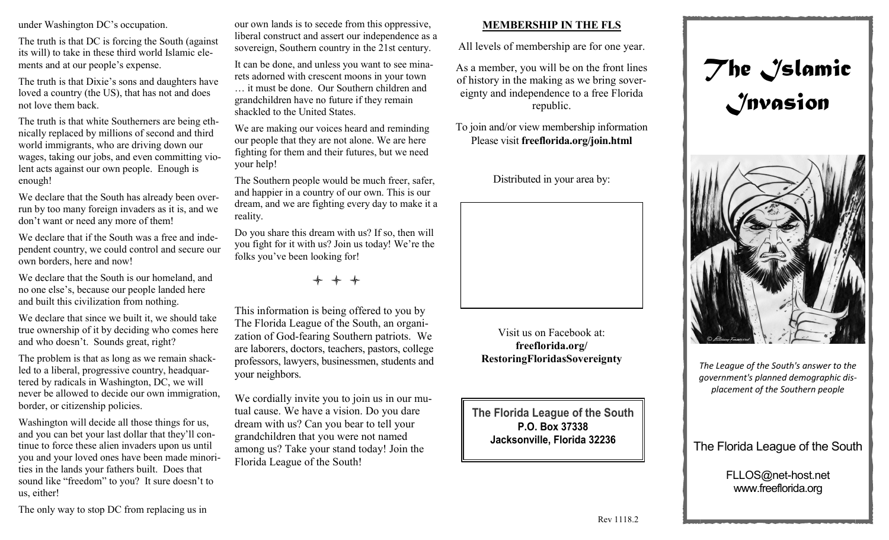under Washington DC's occupation.

The truth is that DC is forcing the South (against its will) to take in these third world Islamic elements and at our people's expense.

The truth is that Dixie's sons and daughters have loved a country (the US), that has not and does not love them back.

The truth is that white Southerners are being ethnically replaced by millions of second and third world immigrants, who are driving down our wages, taking our jobs, and even committing violent acts against our own people. Enough is enough!

We declare that the South has already been overrun by too many foreign invaders as it is, and we don't want or need any more of them!

We declare that if the South was a free and independent country, we could control and secure our own borders, here and now!

We declare that the South is our homeland, and no one else's, because our people landed here and built this civilization from nothing.

We declare that since we built it, we should take true ownership of it by deciding who comes here and who doesn't. Sounds great, right?

The problem is that as long as we remain shackled to a liberal, progressive country, headquartered by radicals in Washington, DC, we will never be allowed to decide our own immigration, border, or citizenship policies.

Washington will decide all those things for us, and you can bet your last dollar that they'll continue to force these alien invaders upon us until you and your loved ones have been made minorities in the lands your fathers built. Does that sound like "freedom" to you? It sure doesn't to us, either!

The only way to stop DC from replacing us in our own lands is to secede from this oppressive, liberal construct and assert our independence as a sovereign, Southern country in the 21st century.

It can be done, and unless you want to see minarets adorned with crescent moons in your town … it must be done. Our Southern children and grandchildren have no future if they remain shackled to the United States.

We are making our voices heard and reminding our people that they are not alone. We are here fighting for them and their futures, but we need your help!

The Southern people would be much freer, safer, and happier in a country of our own. This is our dream, and we are fighting every day to make it a reality.

Do you share this dream with us? If so, then will you fight for it with us? Join us today! We're the folks you've been looking for!

+ + +

This information is being offered to you by The Florida League of the South, an organization of God-fearing Southern patriots. We are laborers, doctors, teachers, pastors, college professors, lawyers, businessmen, students and your neighbors.

We cordially invite you to join us in our mutual cause. We have a vision. Do you dare dream with us? Can you bear to tell your grandchildren that you were not named among us? Take your stand today! Join the Florida League of the South!

## MEMBERSHIP IN THE FLS

All levels of membership are for one year.

As a member, you will be on the front lines of history in the making as we bring sovereignty and independence to a free Florida republic.

To join and/or view membership information Please visit **freeflorida.org/join.html**

Distributed in your area by:

Visit us on Facebook at:
**freeflorida.org/ RestoringFloridasSovereignty**

**The Florida League of the South**
**P.O. Box 37338**
**Jacksonville, Florida 32236**

# The Islamic Invasion

*The League of the South's answer to the government's planned demographic displacement of the Southern people*

The Florida League of the South

FLLOS@net-host.net
www.freeflorida.org